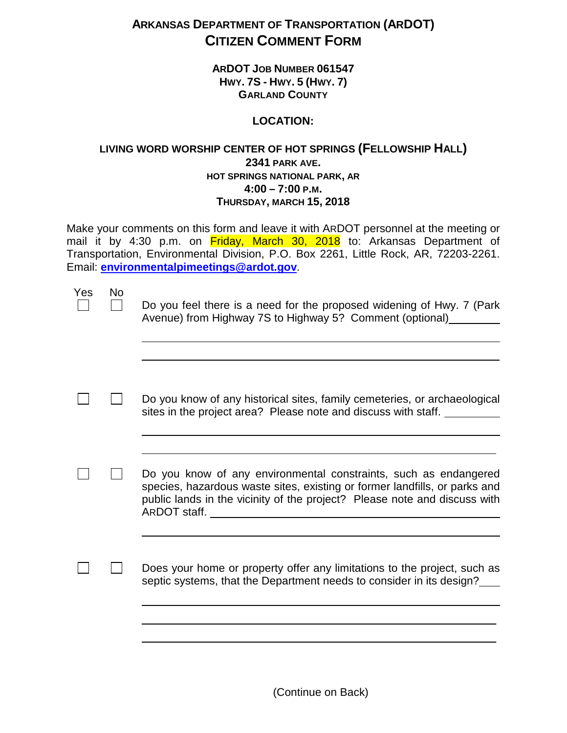# ARKANSAS DEPARTMENT OF TRANSPORTATION (ARDOT)
# CITIZEN COMMENT FORM

**ARDOT JOB NUMBER 061547**
**HWY. 7S - HWY. 5 (HWY. 7)**
**GARLAND COUNTY**

**LOCATION:**

**LIVING WORD WORSHIP CENTER OF HOT SPRINGS (FELLOWSHIP HALL)**
**2341 PARK AVE.**
**HOT SPRINGS NATIONAL PARK, AR**
**4:00 – 7:00 P.M.**
**THURSDAY, MARCH 15, 2018**

Make your comments on this form and leave it with ARDOT personnel at the meeting or mail it by 4:30 p.m. on Friday, March 30, 2018 to: Arkansas Department of Transportation, Environmental Division, P.O. Box 2261, Little Rock, AR, 72203-2261. Email: **environmentalpimeetings@ardot.gov**.

| Yes | No | |
|---|---|---|
| ☐ | ☐ | Do you feel there is a need for the proposed widening of Hwy. 7 (Park Avenue) from Highway 7S to Highway 5? Comment (optional)________ |
| ☐ | ☐ | Do you know of any historical sites, family cemeteries, or archaeological sites in the project area? Please note and discuss with staff. ________ |
| ☐ | ☐ | Do you know of any environmental constraints, such as endangered species, hazardous waste sites, existing or former landfills, or parks and public lands in the vicinity of the project? Please note and discuss with ARDOT staff. ________ |
| ☐ | ☐ | Does your home or property offer any limitations to the project, such as septic systems, that the Department needs to consider in its design?____ |

(Continue on Back)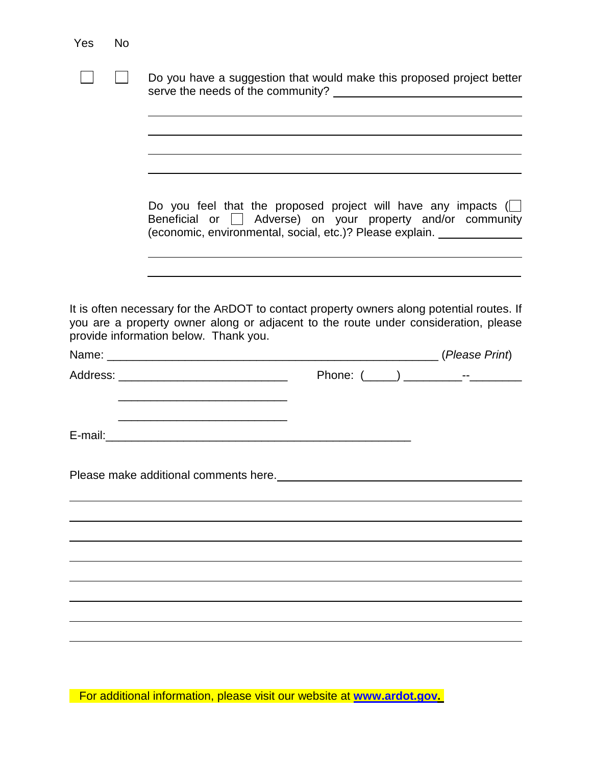Yes No

☐ ☐ Do you have a suggestion that would make this proposed project better serve the needs of the community? ______________________________

______________________________________________________________

______________________________________________________________

______________________________________________________________

______________________________________________________________

Do you feel that the proposed project will have any impacts (☐ Beneficial or ☐ Adverse) on your property and/or community (economic, environmental, social, etc.)? Please explain. ______________

______________________________________________________________

______________________________________________________________

It is often necessary for the ARDOT to contact property owners along potential routes. If you are a property owner along or adjacent to the route under consideration, please provide information below. Thank you.

Name: ______________________________________________ (*Please Print*)

Address: __________________________ Phone: (_____) _________--________

__________________________

__________________________

E-mail:______________________________________________

Please make additional comments here.____________________________________

______________________________________________________________

______________________________________________________________

______________________________________________________________

______________________________________________________________

______________________________________________________________

______________________________________________________________

______________________________________________________________

______________________________________________________________

For additional information, please visit our website at **www.ardot.gov.**